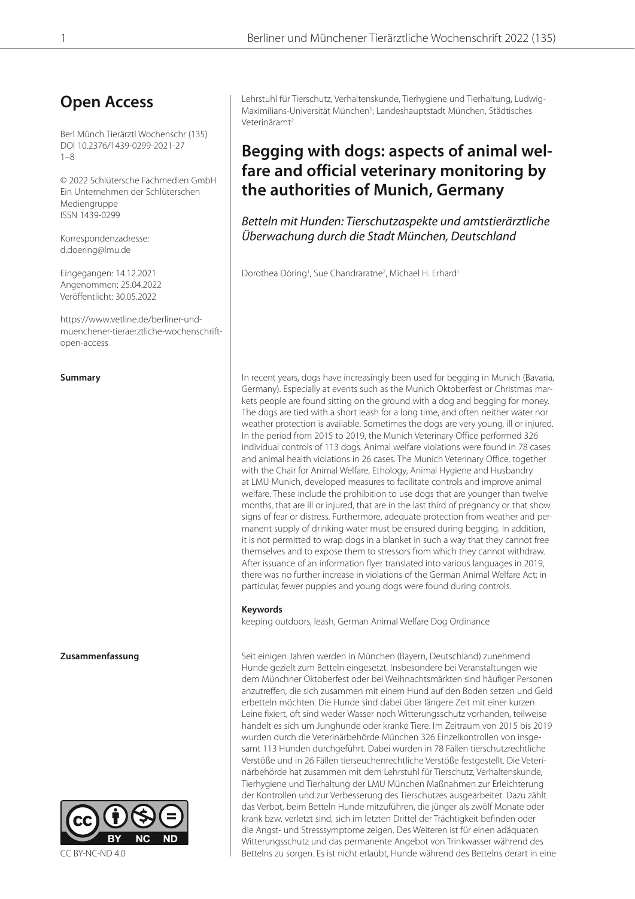# Open Access

Berl Münch Tierärztl Wochenschr (135)
DOI 10.2376/1439-0299-2021-27
1–8

© 2022 Schlütersche Fachmedien GmbH
Ein Unternehmen der Schlüterschen Mediengruppe
ISSN 1439-0299

Korrespondenzadresse:
d.doering@lmu.de

Eingegangen: 14.12.2021
Angenommen: 25.04.2022
Veröffentlicht: 30.05.2022

https://www.vetline.de/berliner-und-muenchener-tieraerztliche-wochenschrift-open-access

Lehrstuhl für Tierschutz, Verhaltenskunde, Tierhygiene und Tierhaltung, Ludwig-Maximilians-Universität München[1]; Landeshauptstadt München, Städtisches Veterinäramt[2]

## Begging with dogs: aspects of animal welfare and official veterinary monitoring by the authorities of Munich, Germany

*Betteln mit Hunden: Tierschutzaspekte und amtstierärztliche Überwachung durch die Stadt München, Deutschland*

Dorothea Döring[1], Sue Chandraratne[2], Michael H. Erhard[1]

**Summary**

In recent years, dogs have increasingly been used for begging in Munich (Bavaria, Germany). Especially at events such as the Munich Oktoberfest or Christmas markets people are found sitting on the ground with a dog and begging for money. The dogs are tied with a short leash for a long time, and often neither water nor weather protection is available. Sometimes the dogs are very young, ill or injured. In the period from 2015 to 2019, the Munich Veterinary Office performed 326 individual controls of 113 dogs. Animal welfare violations were found in 78 cases and animal health violations in 26 cases. The Munich Veterinary Office, together with the Chair for Animal Welfare, Ethology, Animal Hygiene and Husbandry at LMU Munich, developed measures to facilitate controls and improve animal welfare. These include the prohibition to use dogs that are younger than twelve months, that are ill or injured, that are in the last third of pregnancy or that show signs of fear or distress. Furthermore, adequate protection from weather and permanent supply of drinking water must be ensured during begging. In addition, it is not permitted to wrap dogs in a blanket in such a way that they cannot free themselves and to expose them to stressors from which they cannot withdraw. After issuance of an information flyer translated into various languages in 2019, there was no further increase in violations of the German Animal Welfare Act; in particular, fewer puppies and young dogs were found during controls.

**Keywords**

keeping outdoors, leash, German Animal Welfare Dog Ordinance

**Zusammenfassung**

Seit einigen Jahren werden in München (Bayern, Deutschland) zunehmend Hunde gezielt zum Betteln eingesetzt. Insbesondere bei Veranstaltungen wie dem Münchner Oktoberfest oder bei Weihnachtsmärkten sind häufiger Personen anzutreffen, die sich zusammen mit einem Hund auf den Boden setzen und Geld erbetteln möchten. Die Hunde sind dabei über längere Zeit mit einer kurzen Leine fixiert, oft sind weder Wasser noch Witterungsschutz vorhanden, teilweise handelt es sich um Junghunde oder kranke Tiere. Im Zeitraum von 2015 bis 2019 wurden durch die Veterinärbehörde München 326 Einzelkontrollen von insgesamt 113 Hunden durchgeführt. Dabei wurden in 78 Fällen tierschutzrechtliche Verstöße und in 26 Fällen tierseuchenrechtliche Verstöße festgestellt. Die Veterinärbehörde hat zusammen mit dem Lehrstuhl für Tierschutz, Verhaltenskunde, Tierhygiene und Tierhaltung der LMU München Maßnahmen zur Erleichterung der Kontrollen und zur Verbesserung des Tierschutzes ausgearbeitet. Dazu zählt das Verbot, beim Betteln Hunde mitzuführen, die jünger als zwölf Monate oder krank bzw. verletzt sind, sich im letzten Drittel der Trächtigkeit befinden oder die Angst- und Stresssymptome zeigen. Des Weiteren ist für einen adäquaten Witterungsschutz und das permanente Angebot von Trinkwasser während des Bettelns zu sorgen. Es ist nicht erlaubt, Hunde während des Bettelns derart in eine

CC BY-NC-ND 4.0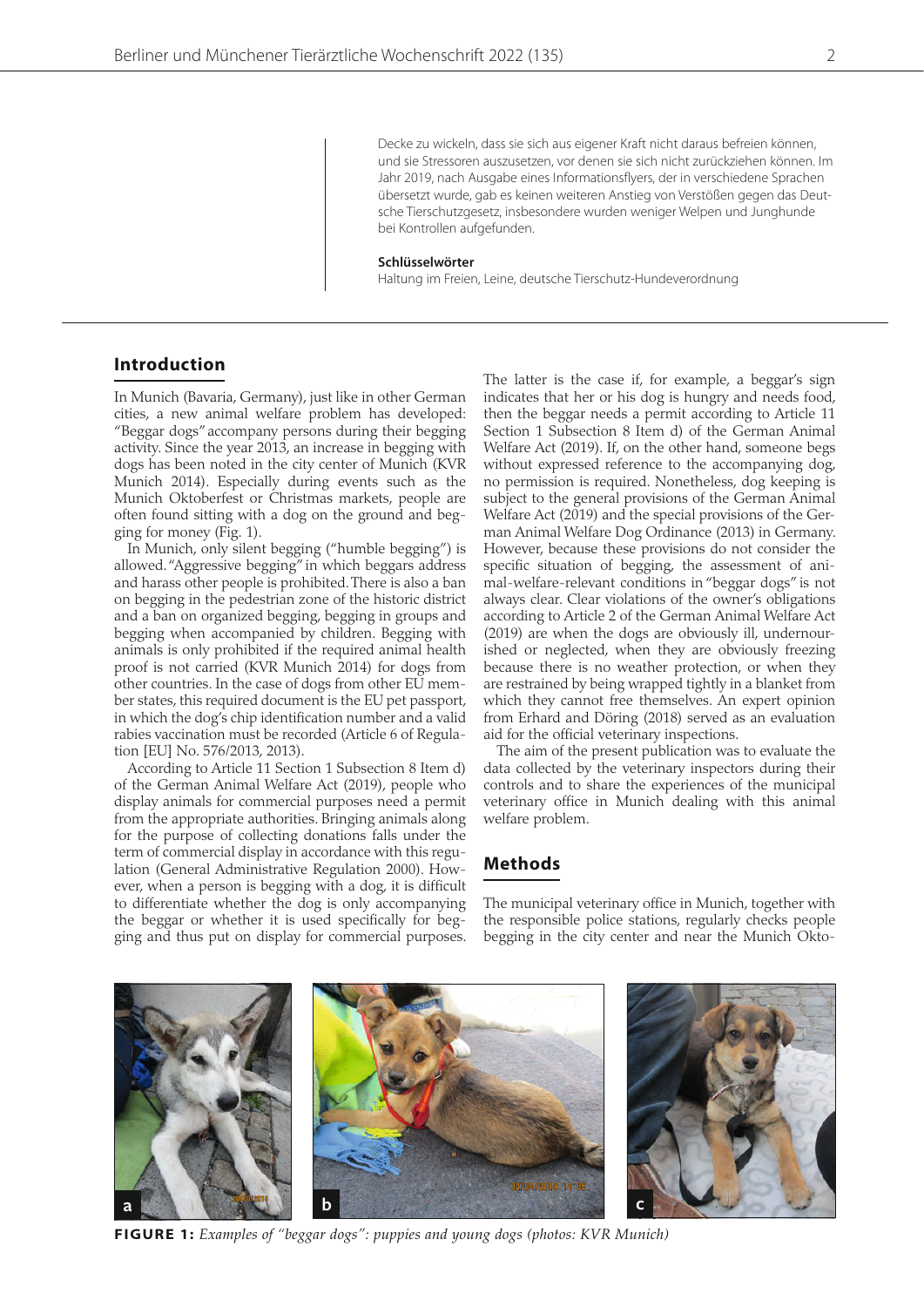Decke zu wickeln, dass sie sich aus eigener Kraft nicht daraus befreien können, und sie Stressoren auszusetzen, vor denen sie sich nicht zurückziehen können. Im Jahr 2019, nach Ausgabe eines Informationsflyers, der in verschiedene Sprachen übersetzt wurde, gab es keinen weiteren Anstieg von Verstößen gegen das Deutsche Tierschutzgesetz, insbesondere wurden weniger Welpen und Junghunde bei Kontrollen aufgefunden.

**Schlüsselwörter**

Haltung im Freien, Leine, deutsche Tierschutz-Hundeverordnung

## Introduction

In Munich (Bavaria, Germany), just like in other German cities, a new animal welfare problem has developed: "Beggar dogs" accompany persons during their begging activity. Since the year 2013, an increase in begging with dogs has been noted in the city center of Munich (KVR Munich 2014). Especially during events such as the Munich Oktoberfest or Christmas markets, people are often found sitting with a dog on the ground and begging for money (Fig. 1).

In Munich, only silent begging ("humble begging") is allowed. "Aggressive begging" in which beggars address and harass other people is prohibited. There is also a ban on begging in the pedestrian zone of the historic district and a ban on organized begging, begging in groups and begging when accompanied by children. Begging with animals is only prohibited if the required animal health proof is not carried (KVR Munich 2014) for dogs from other countries. In the case of dogs from other EU member states, this required document is the EU pet passport, in which the dog's chip identification number and a valid rabies vaccination must be recorded (Article 6 of Regulation [EU] No. 576/2013, 2013).

According to Article 11 Section 1 Subsection 8 Item d) of the German Animal Welfare Act (2019), people who display animals for commercial purposes need a permit from the appropriate authorities. Bringing animals along for the purpose of collecting donations falls under the term of commercial display in accordance with this regulation (General Administrative Regulation 2000). However, when a person is begging with a dog, it is difficult to differentiate whether the dog is only accompanying the beggar or whether it is used specifically for begging and thus put on display for commercial purposes. The latter is the case if, for example, a beggar's sign indicates that her or his dog is hungry and needs food, then the beggar needs a permit according to Article 11 Section 1 Subsection 8 Item d) of the German Animal Welfare Act (2019). If, on the other hand, someone begs without expressed reference to the accompanying dog, no permission is required. Nonetheless, dog keeping is subject to the general provisions of the German Animal Welfare Act (2019) and the special provisions of the German Animal Welfare Dog Ordinance (2013) in Germany. However, because these provisions do not consider the specific situation of begging, the assessment of animal-welfare-relevant conditions in "beggar dogs" is not always clear. Clear violations of the owner's obligations according to Article 2 of the German Animal Welfare Act (2019) are when the dogs are obviously ill, undernourished or neglected, when they are obviously freezing because there is no weather protection, or when they are restrained by being wrapped tightly in a blanket from which they cannot free themselves. An expert opinion from Erhard and Döring (2018) served as an evaluation aid for the official veterinary inspections.

The aim of the present publication was to evaluate the data collected by the veterinary inspectors during their controls and to share the experiences of the municipal veterinary office in Munich dealing with this animal welfare problem.

## Methods

The municipal veterinary office in Munich, together with the responsible police stations, regularly checks people begging in the city center and near the Munich Okto-

**FIGURE 1:** *Examples of "beggar dogs": puppies and young dogs (photos: KVR Munich)*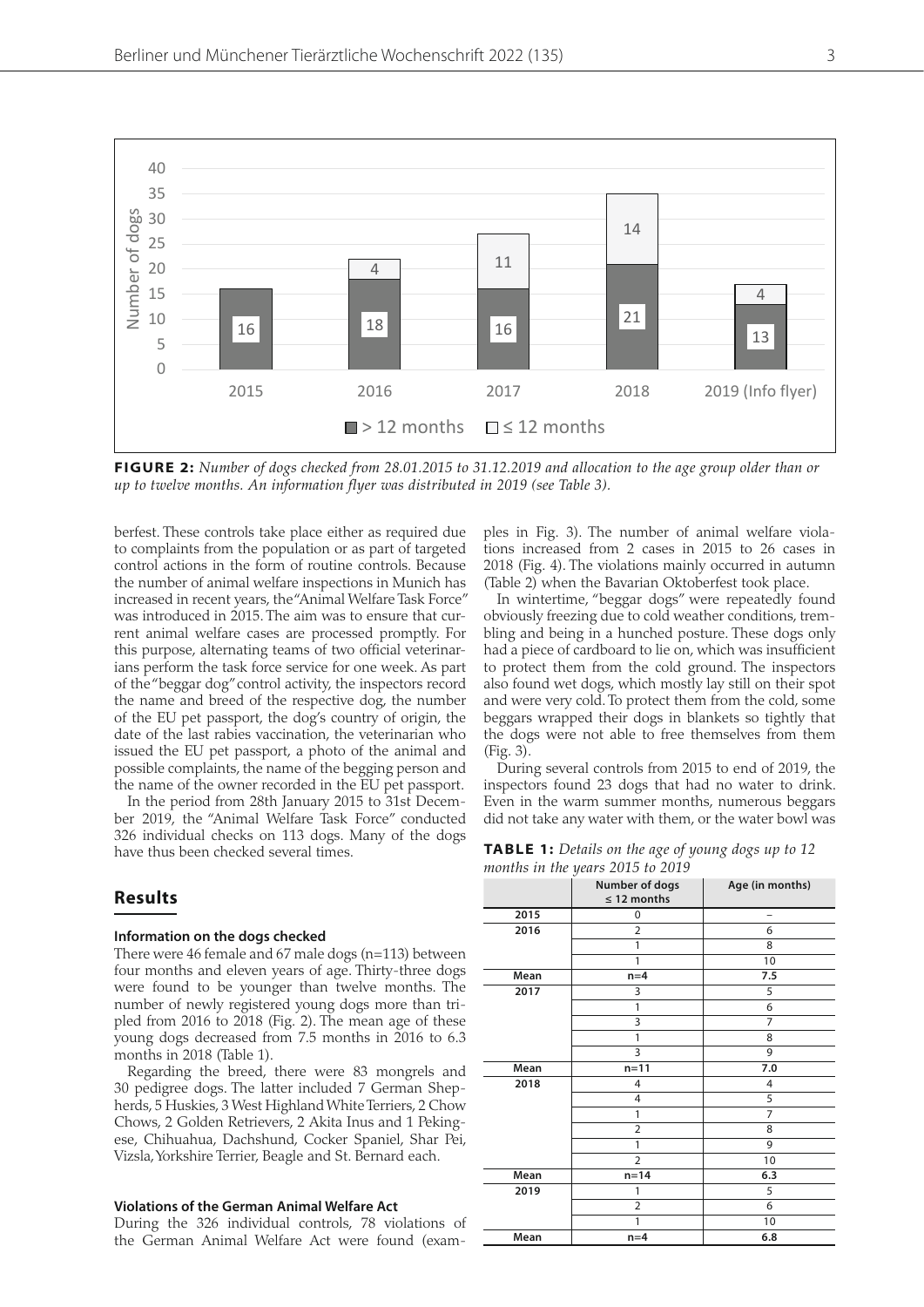**FIGURE 2:** *Number of dogs checked from 28.01.2015 to 31.12.2019 and allocation to the age group older than or up to twelve months. An information flyer was distributed in 2019 (see Table 3).*

berfest. These controls take place either as required due to complaints from the population or as part of targeted control actions in the form of routine controls. Because the number of animal welfare inspections in Munich has increased in recent years, the "Animal Welfare Task Force" was introduced in 2015. The aim was to ensure that current animal welfare cases are processed promptly. For this purpose, alternating teams of two official veterinarians perform the task force service for one week. As part of the "beggar dog" control activity, the inspectors record the name and breed of the respective dog, the number of the EU pet passport, the dog's country of origin, the date of the last rabies vaccination, the veterinarian who issued the EU pet passport, a photo of the animal and possible complaints, the name of the begging person and the name of the owner recorded in the EU pet passport.

In the period from 28th January 2015 to 31st December 2019, the "Animal Welfare Task Force" conducted 326 individual checks on 113 dogs. Many of the dogs have thus been checked several times.

## Results

### Information on the dogs checked

There were 46 female and 67 male dogs (n=113) between four months and eleven years of age. Thirty-three dogs were found to be younger than twelve months. The number of newly registered young dogs more than tripled from 2016 to 2018 (Fig. 2). The mean age of these young dogs decreased from 7.5 months in 2016 to 6.3 months in 2018 (Table 1).

Regarding the breed, there were 83 mongrels and 30 pedigree dogs. The latter included 7 German Shepherds, 5 Huskies, 3 West Highland White Terriers, 2 Chow Chows, 2 Golden Retrievers, 2 Akita Inus and 1 Pekingese, Chihuahua, Dachshund, Cocker Spaniel, Shar Pei, Vizsla, Yorkshire Terrier, Beagle and St. Bernard each.

### Violations of the German Animal Welfare Act

During the 326 individual controls, 78 violations of the German Animal Welfare Act were found (examples in Fig. 3). The number of animal welfare violations increased from 2 cases in 2015 to 26 cases in 2018 (Fig. 4). The violations mainly occurred in autumn (Table 2) when the Bavarian Oktoberfest took place.

In wintertime, "beggar dogs" were repeatedly found obviously freezing due to cold weather conditions, trembling and being in a hunched posture. These dogs only had a piece of cardboard to lie on, which was insufficient to protect them from the cold ground. The inspectors also found wet dogs, which mostly lay still on their spot and were very cold. To protect them from the cold, some beggars wrapped their dogs in blankets so tightly that the dogs were not able to free themselves from them (Fig. 3).

During several controls from 2015 to end of 2019, the inspectors found 23 dogs that had no water to drink. Even in the warm summer months, numerous beggars did not take any water with them, or the water bowl was

**TABLE 1:** *Details on the age of young dogs up to 12 months in the years 2015 to 2019*

| | Number of dogs ≤ 12 months | Age (in months) |
|---|---|---|
| 2015 | 0 | – |
| 2016 | 2 | 6 |
| | 1 | 8 |
| | 1 | 10 |
| Mean | n=4 | 7.5 |
| 2017 | 3 | 5 |
| | 1 | 6 |
| | 3 | 7 |
| | 1 | 8 |
| | 3 | 9 |
| Mean | n=11 | 7.0 |
| 2018 | 4 | 4 |
| | 4 | 5 |
| | 1 | 7 |
| | 2 | 8 |
| | 1 | 9 |
| | 2 | 10 |
| Mean | n=14 | 6.3 |
| 2019 | 1 | 5 |
| | 2 | 6 |
| | 1 | 10 |
| Mean | n=4 | 6.8 |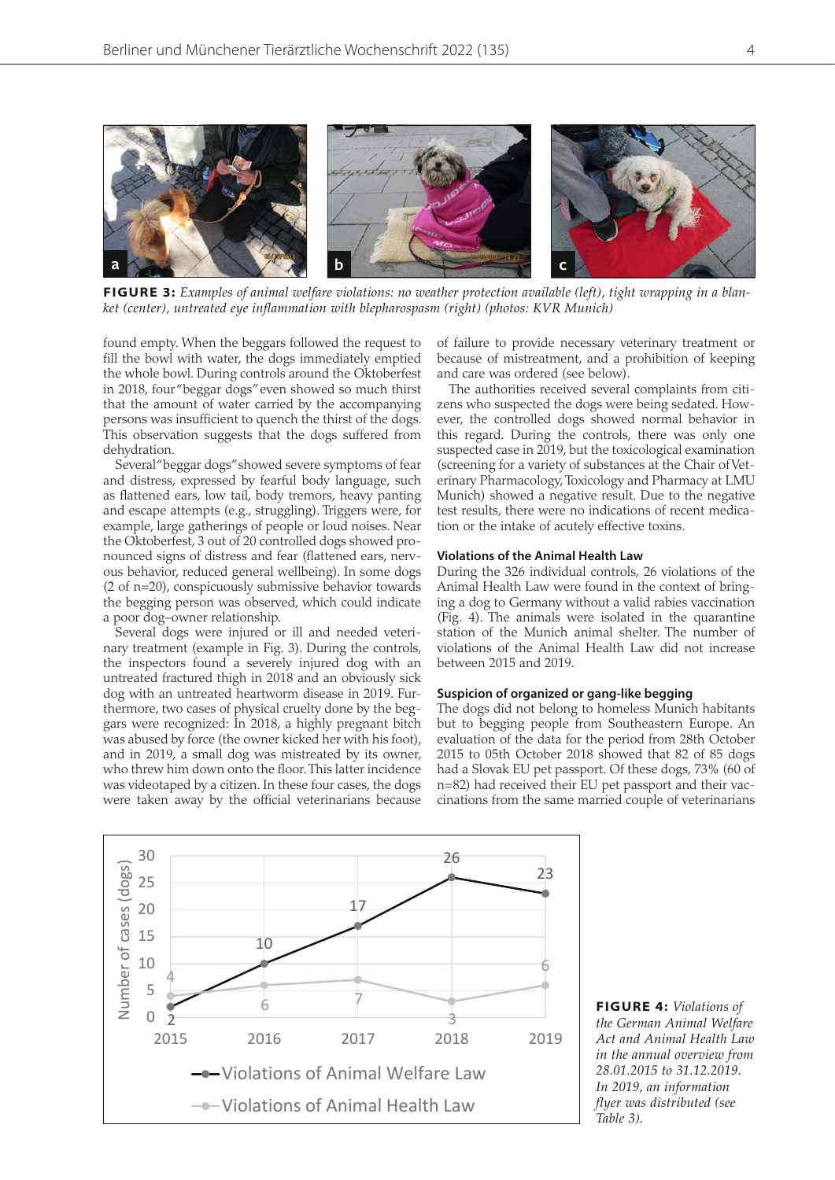**FIGURE 3:** *Examples of animal welfare violations: no weather protection available (left), tight wrapping in a blanket (center), untreated eye inflammation with blepharospasm (right) (photos: KVR Munich)*

found empty. When the beggars followed the request to fill the bowl with water, the dogs immediately emptied the whole bowl. During controls around the Oktoberfest in 2018, four "beggar dogs" even showed so much thirst that the amount of water carried by the accompanying persons was insufficient to quench the thirst of the dogs. This observation suggests that the dogs suffered from dehydration.

Several "beggar dogs" showed severe symptoms of fear and distress, expressed by fearful body language, such as flattened ears, low tail, body tremors, heavy panting and escape attempts (e.g., struggling). Triggers were, for example, large gatherings of people or loud noises. Near the Oktoberfest, 3 out of 20 controlled dogs showed pronounced signs of distress and fear (flattened ears, nervous behavior, reduced general wellbeing). In some dogs (2 of n=20), conspicuously submissive behavior towards the begging person was observed, which could indicate a poor dog–owner relationship.

Several dogs were injured or ill and needed veterinary treatment (example in Fig. 3). During the controls, the inspectors found a severely injured dog with an untreated fractured thigh in 2018 and an obviously sick dog with an untreated heartworm disease in 2019. Furthermore, two cases of physical cruelty done by the beggars were recognized: In 2018, a highly pregnant bitch was abused by force (the owner kicked her with his foot), and in 2019, a small dog was mistreated by its owner, who threw him down onto the floor. This latter incidence was videotaped by a citizen. In these four cases, the dogs were taken away by the official veterinarians because of failure to provide necessary veterinary treatment or because of mistreatment, and a prohibition of keeping and care was ordered (see below).

The authorities received several complaints from citizens who suspected the dogs were being sedated. However, the controlled dogs showed normal behavior in this regard. During the controls, there was only one suspected case in 2019, but the toxicological examination (screening for a variety of substances at the Chair of Veterinary Pharmacology, Toxicology and Pharmacy at LMU Munich) showed a negative result. Due to the negative test results, there were no indications of recent medication or the intake of acutely effective toxins.

### Violations of the Animal Health Law

During the 326 individual controls, 26 violations of the Animal Health Law were found in the context of bringing a dog to Germany without a valid rabies vaccination (Fig. 4). The animals were isolated in the quarantine station of the Munich animal shelter. The number of violations of the Animal Health Law did not increase between 2015 and 2019.

### Suspicion of organized or gang-like begging

The dogs did not belong to homeless Munich habitants but to begging people from Southeastern Europe. An evaluation of the data for the period from 28th October 2015 to 05th October 2018 showed that 82 of 85 dogs had a Slovak EU pet passport. Of these dogs, 73% (60 of n=82) had received their EU pet passport and their vaccinations from the same married couple of veterinarians

| Year | Violations of Animal Welfare Law | Violations of Animal Health Law |
|---|---|---|
| 2015 | 2 | 4 |
| 2016 | 10 | 6 |
| 2017 | 17 | 7 |
| 2018 | 26 | 3 |
| 2019 | 23 | 6 |

**FIGURE 4:** *Violations of the German Animal Welfare Act and Animal Health Law in the annual overview from 28.01.2015 to 31.12.2019. In 2019, an information flyer was distributed (see Table 3).*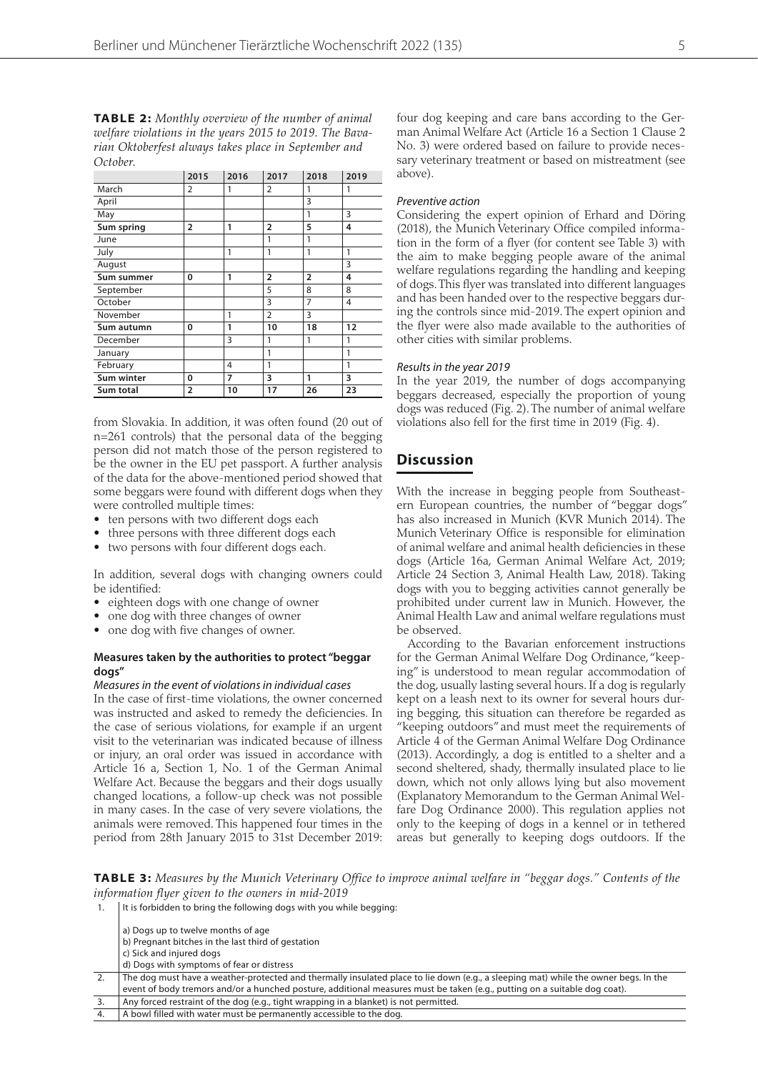**TABLE 2:** *Monthly overview of the number of animal welfare violations in the years 2015 to 2019. The Bavarian Oktoberfest always takes place in September and October.*

| | 2015 | 2016 | 2017 | 2018 | 2019 |
|---|---|---|---|---|---|
| March | 2 | 1 | 2 | 1 | 1 |
| April | | | | 3 | |
| May | | | | 1 | 3 |
| **Sum spring** | **2** | **1** | **2** | **5** | **4** |
| June | | | 1 | 1 | |
| July | | 1 | 1 | 1 | 1 |
| August | | | | | 3 |
| **Sum summer** | **0** | **1** | **2** | **2** | **4** |
| September | | | 5 | 8 | 8 |
| October | | | 3 | 7 | 4 |
| November | | 1 | 2 | 3 | |
| **Sum autumn** | **0** | **1** | **10** | **18** | **12** |
| December | | 3 | 1 | 1 | 1 |
| January | | | 1 | | 1 |
| February | | 4 | 1 | | 1 |
| **Sum winter** | **0** | **7** | **3** | **1** | **3** |
| **Sum total** | **2** | **10** | **17** | **26** | **23** |

from Slovakia. In addition, it was often found (20 out of n=261 controls) that the personal data of the begging person did not match those of the person registered to be the owner in the EU pet passport. A further analysis of the data for the above-mentioned period showed that some beggars were found with different dogs when they were controlled multiple times:

- ten persons with two different dogs each
- three persons with three different dogs each
- two persons with four different dogs each.

In addition, several dogs with changing owners could be identified:

- eighteen dogs with one change of owner
- one dog with three changes of owner
- one dog with five changes of owner.

### Measures taken by the authorities to protect "beggar dogs"

*Measures in the event of violations in individual cases*

In the case of first-time violations, the owner concerned was instructed and asked to remedy the deficiencies. In the case of serious violations, for example if an urgent visit to the veterinarian was indicated because of illness or injury, an oral order was issued in accordance with Article 16 a, Section 1, No. 1 of the German Animal Welfare Act. Because the beggars and their dogs usually changed locations, a follow-up check was not possible in many cases. In the case of very severe violations, the animals were removed. This happened four times in the period from 28th January 2015 to 31st December 2019: four dog keeping and care bans according to the German Animal Welfare Act (Article 16 a Section 1 Clause 2 No. 3) were ordered based on failure to provide necessary veterinary treatment or based on mistreatment (see above).

*Preventive action*

Considering the expert opinion of Erhard and Döring (2018), the Munich Veterinary Office compiled information in the form of a flyer (for content see Table 3) with the aim to make begging people aware of the animal welfare regulations regarding the handling and keeping of dogs. This flyer was translated into different languages and has been handed over to the respective beggars during the controls since mid-2019. The expert opinion and the flyer were also made available to the authorities of other cities with similar problems.

*Results in the year 2019*

In the year 2019, the number of dogs accompanying beggars decreased, especially the proportion of young dogs was reduced (Fig. 2). The number of animal welfare violations also fell for the first time in 2019 (Fig. 4).

## Discussion

With the increase in begging people from Southeastern European countries, the number of "beggar dogs" has also increased in Munich (KVR Munich 2014). The Munich Veterinary Office is responsible for elimination of animal welfare and animal health deficiencies in these dogs (Article 16a, German Animal Welfare Act, 2019; Article 24 Section 3, Animal Health Law, 2018). Taking dogs with you to begging activities cannot generally be prohibited under current law in Munich. However, the Animal Health Law and animal welfare regulations must be observed.

According to the Bavarian enforcement instructions for the German Animal Welfare Dog Ordinance, "keeping" is understood to mean regular accommodation of the dog, usually lasting several hours. If a dog is regularly kept on a leash next to its owner for several hours during begging, this situation can therefore be regarded as "keeping outdoors" and must meet the requirements of Article 4 of the German Animal Welfare Dog Ordinance (2013). Accordingly, a dog is entitled to a shelter and a second sheltered, shady, thermally insulated place to lie down, which not only allows lying but also movement (Explanatory Memorandum to the German Animal Welfare Dog Ordinance 2000). This regulation applies not only to the keeping of dogs in a kennel or in tethered areas but generally to keeping dogs outdoors. If the

**TABLE 3:** *Measures by the Munich Veterinary Office to improve animal welfare in "beggar dogs." Contents of the information flyer given to the owners in mid-2019*

| | |
|---|---|
| 1. | It is forbidden to bring the following dogs with you while begging:<br><br>a) Dogs up to twelve months of age<br>b) Pregnant bitches in the last third of gestation<br>c) Sick and injured dogs<br>d) Dogs with symptoms of fear or distress |
| 2. | The dog must have a weather-protected and thermally insulated place to lie down (e.g., a sleeping mat) while the owner begs. In the event of body tremors and/or a hunched posture, additional measures must be taken (e.g., putting on a suitable dog coat). |
| 3. | Any forced restraint of the dog (e.g., tight wrapping in a blanket) is not permitted. |
| 4. | A bowl filled with water must be permanently accessible to the dog. |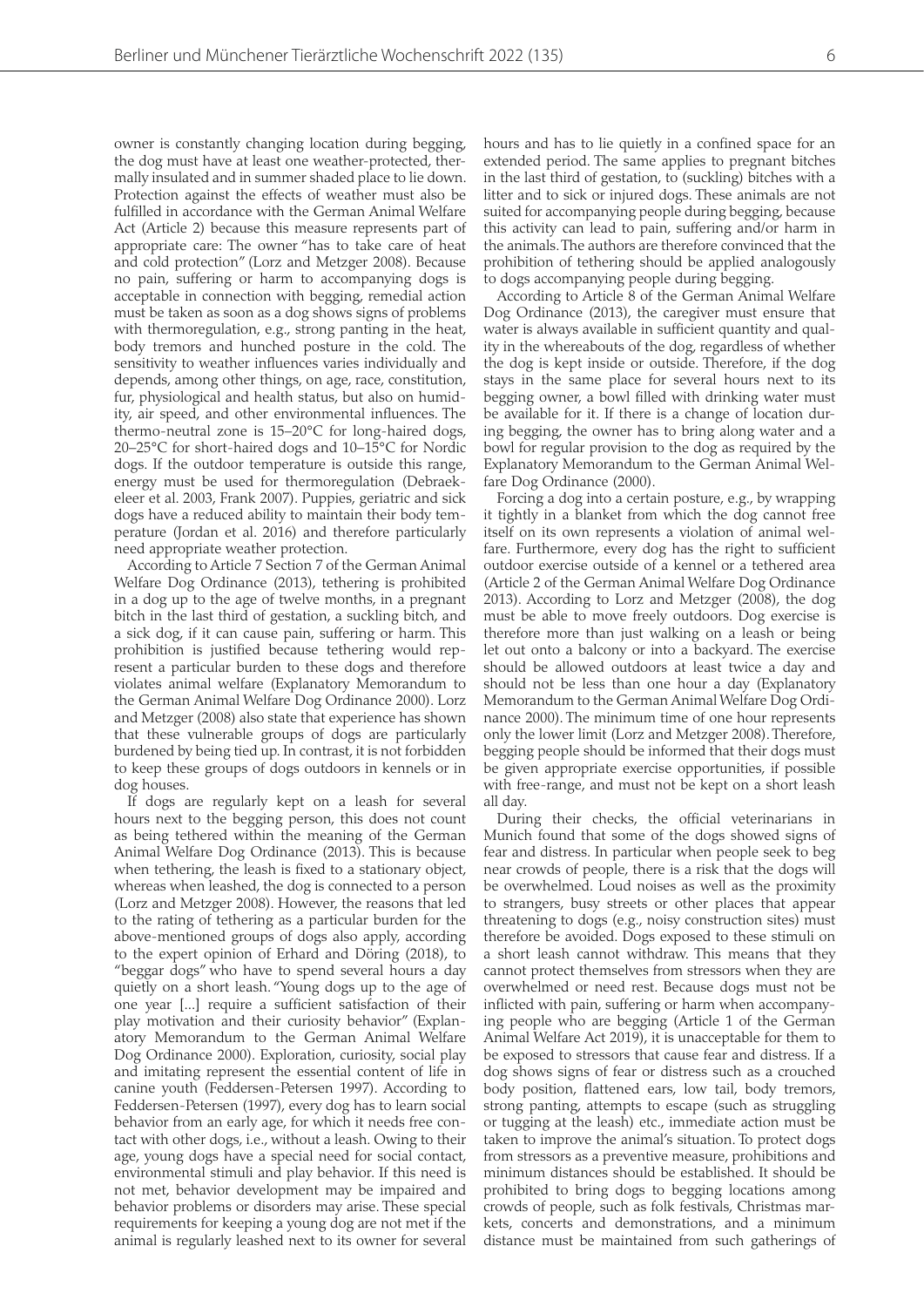owner is constantly changing location during begging, the dog must have at least one weather-protected, thermally insulated and in summer shaded place to lie down. Protection against the effects of weather must also be fulfilled in accordance with the German Animal Welfare Act (Article 2) because this measure represents part of appropriate care: The owner "has to take care of heat and cold protection" (Lorz and Metzger 2008). Because no pain, suffering or harm to accompanying dogs is acceptable in connection with begging, remedial action must be taken as soon as a dog shows signs of problems with thermoregulation, e.g., strong panting in the heat, body tremors and hunched posture in the cold. The sensitivity to weather influences varies individually and depends, among other things, on age, race, constitution, fur, physiological and health status, but also on humidity, air speed, and other environmental influences. The thermo-neutral zone is 15–20°C for long-haired dogs, 20–25°C for short-haired dogs and 10–15°C for Nordic dogs. If the outdoor temperature is outside this range, energy must be used for thermoregulation (Debraekeleer et al. 2003, Frank 2007). Puppies, geriatric and sick dogs have a reduced ability to maintain their body temperature (Jordan et al. 2016) and therefore particularly need appropriate weather protection.

According to Article 7 Section 7 of the German Animal Welfare Dog Ordinance (2013), tethering is prohibited in a dog up to the age of twelve months, in a pregnant bitch in the last third of gestation, a suckling bitch, and a sick dog, if it can cause pain, suffering or harm. This prohibition is justified because tethering would represent a particular burden to these dogs and therefore violates animal welfare (Explanatory Memorandum to the German Animal Welfare Dog Ordinance 2000). Lorz and Metzger (2008) also state that experience has shown that these vulnerable groups of dogs are particularly burdened by being tied up. In contrast, it is not forbidden to keep these groups of dogs outdoors in kennels or in dog houses.

If dogs are regularly kept on a leash for several hours next to the begging person, this does not count as being tethered within the meaning of the German Animal Welfare Dog Ordinance (2013). This is because when tethering, the leash is fixed to a stationary object, whereas when leashed, the dog is connected to a person (Lorz and Metzger 2008). However, the reasons that led to the rating of tethering as a particular burden for the above-mentioned groups of dogs also apply, according to the expert opinion of Erhard and Döring (2018), to "beggar dogs" who have to spend several hours a day quietly on a short leash. "Young dogs up to the age of one year [...] require a sufficient satisfaction of their play motivation and their curiosity behavior" (Explanatory Memorandum to the German Animal Welfare Dog Ordinance 2000). Exploration, curiosity, social play and imitating represent the essential content of life in canine youth (Feddersen-Petersen 1997). According to Feddersen-Petersen (1997), every dog has to learn social behavior from an early age, for which it needs free contact with other dogs, i.e., without a leash. Owing to their age, young dogs have a special need for social contact, environmental stimuli and play behavior. If this need is not met, behavior development may be impaired and behavior problems or disorders may arise. These special requirements for keeping a young dog are not met if the animal is regularly leashed next to its owner for several hours and has to lie quietly in a confined space for an extended period. The same applies to pregnant bitches in the last third of gestation, to (suckling) bitches with a litter and to sick or injured dogs. These animals are not suited for accompanying people during begging, because this activity can lead to pain, suffering and/or harm in the animals. The authors are therefore convinced that the prohibition of tethering should be applied analogously to dogs accompanying people during begging.

According to Article 8 of the German Animal Welfare Dog Ordinance (2013), the caregiver must ensure that water is always available in sufficient quantity and quality in the whereabouts of the dog, regardless of whether the dog is kept inside or outside. Therefore, if the dog stays in the same place for several hours next to its begging owner, a bowl filled with drinking water must be available for it. If there is a change of location during begging, the owner has to bring along water and a bowl for regular provision to the dog as required by the Explanatory Memorandum to the German Animal Welfare Dog Ordinance (2000).

Forcing a dog into a certain posture, e.g., by wrapping it tightly in a blanket from which the dog cannot free itself on its own represents a violation of animal welfare. Furthermore, every dog has the right to sufficient outdoor exercise outside of a kennel or a tethered area (Article 2 of the German Animal Welfare Dog Ordinance 2013). According to Lorz and Metzger (2008), the dog must be able to move freely outdoors. Dog exercise is therefore more than just walking on a leash or being let out onto a balcony or into a backyard. The exercise should be allowed outdoors at least twice a day and should not be less than one hour a day (Explanatory Memorandum to the German Animal Welfare Dog Ordinance 2000). The minimum time of one hour represents only the lower limit (Lorz and Metzger 2008). Therefore, begging people should be informed that their dogs must be given appropriate exercise opportunities, if possible with free-range, and must not be kept on a short leash all day.

During their checks, the official veterinarians in Munich found that some of the dogs showed signs of fear and distress. In particular when people seek to beg near crowds of people, there is a risk that the dogs will be overwhelmed. Loud noises as well as the proximity to strangers, busy streets or other places that appear threatening to dogs (e.g., noisy construction sites) must therefore be avoided. Dogs exposed to these stimuli on a short leash cannot withdraw. This means that they cannot protect themselves from stressors when they are overwhelmed or need rest. Because dogs must not be inflicted with pain, suffering or harm when accompanying people who are begging (Article 1 of the German Animal Welfare Act 2019), it is unacceptable for them to be exposed to stressors that cause fear and distress. If a dog shows signs of fear or distress such as a crouched body position, flattened ears, low tail, body tremors, strong panting, attempts to escape (such as struggling or tugging at the leash) etc., immediate action must be taken to improve the animal's situation. To protect dogs from stressors as a preventive measure, prohibitions and minimum distances should be established. It should be prohibited to bring dogs to begging locations among crowds of people, such as folk festivals, Christmas markets, concerts and demonstrations, and a minimum distance must be maintained from such gatherings of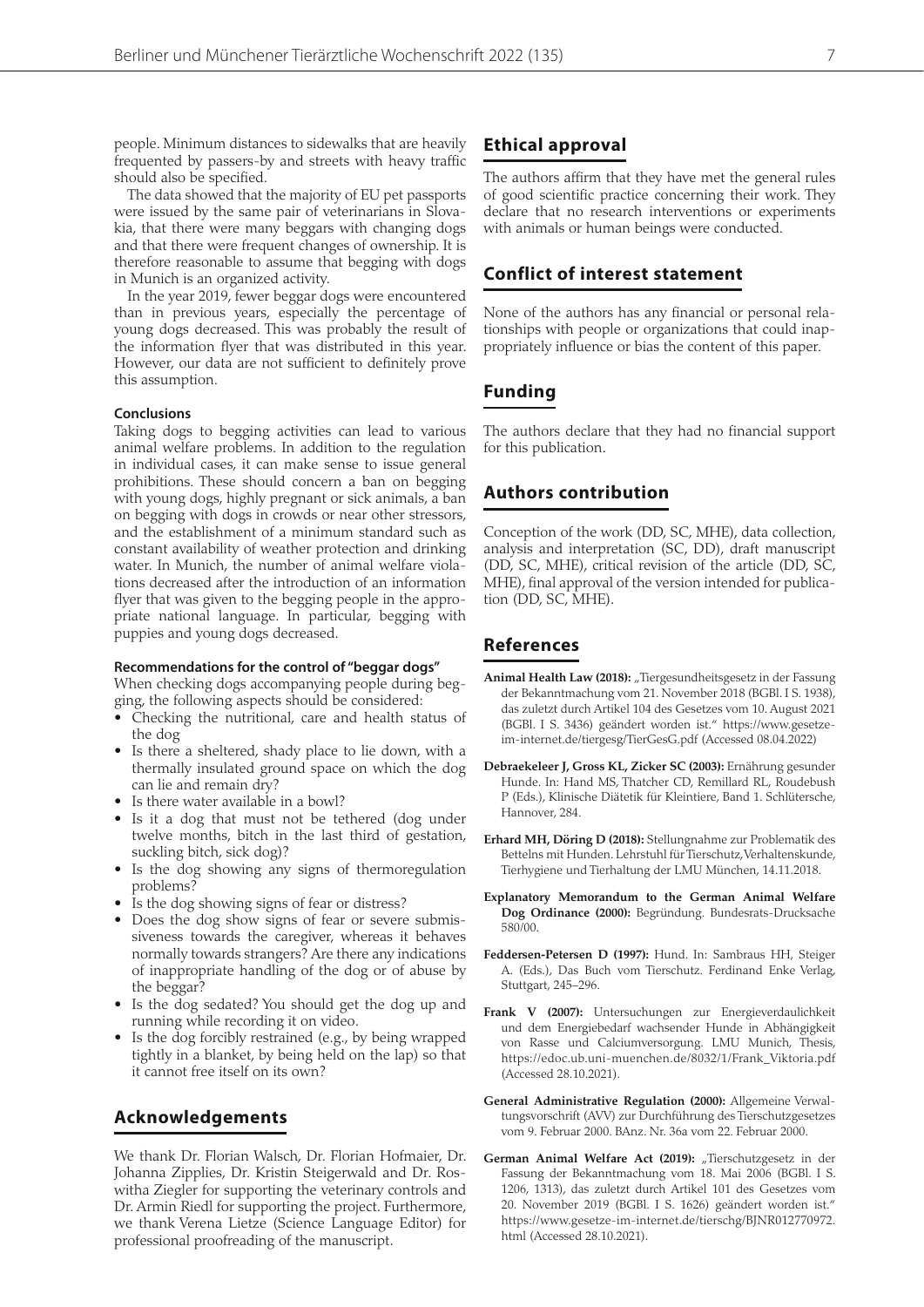people. Minimum distances to sidewalks that are heavily frequented by passers-by and streets with heavy traffic should also be specified.

The data showed that the majority of EU pet passports were issued by the same pair of veterinarians in Slovakia, that there were many beggars with changing dogs and that there were frequent changes of ownership. It is therefore reasonable to assume that begging with dogs in Munich is an organized activity.

In the year 2019, fewer beggar dogs were encountered than in previous years, especially the percentage of young dogs decreased. This was probably the result of the information flyer that was distributed in this year. However, our data are not sufficient to definitely prove this assumption.

#### Conclusions

Taking dogs to begging activities can lead to various animal welfare problems. In addition to the regulation in individual cases, it can make sense to issue general prohibitions. These should concern a ban on begging with young dogs, highly pregnant or sick animals, a ban on begging with dogs in crowds or near other stressors, and the establishment of a minimum standard such as constant availability of weather protection and drinking water. In Munich, the number of animal welfare violations decreased after the introduction of an information flyer that was given to the begging people in the appropriate national language. In particular, begging with puppies and young dogs decreased.

#### Recommendations for the control of "beggar dogs"

When checking dogs accompanying people during begging, the following aspects should be considered:

- Checking the nutritional, care and health status of the dog
- Is there a sheltered, shady place to lie down, with a thermally insulated ground space on which the dog can lie and remain dry?
- Is there water available in a bowl?
- Is it a dog that must not be tethered (dog under twelve months, bitch in the last third of gestation, suckling bitch, sick dog)?
- Is the dog showing any signs of thermoregulation problems?
- Is the dog showing signs of fear or distress?
- Does the dog show signs of fear or severe submissiveness towards the caregiver, whereas it behaves normally towards strangers? Are there any indications of inappropriate handling of the dog or of abuse by the beggar?
- Is the dog sedated? You should get the dog up and running while recording it on video.
- Is the dog forcibly restrained (e.g., by being wrapped tightly in a blanket, by being held on the lap) so that it cannot free itself on its own?

## Acknowledgements

We thank Dr. Florian Walsch, Dr. Florian Hofmaier, Dr. Johanna Zipplies, Dr. Kristin Steigerwald and Dr. Roswitha Ziegler for supporting the veterinary controls and Dr. Armin Riedl for supporting the project. Furthermore, we thank Verena Lietze (Science Language Editor) for professional proofreading of the manuscript.

## Ethical approval

The authors affirm that they have met the general rules of good scientific practice concerning their work. They declare that no research interventions or experiments with animals or human beings were conducted.

## Conflict of interest statement

None of the authors has any financial or personal relationships with people or organizations that could inappropriately influence or bias the content of this paper.

## Funding

The authors declare that they had no financial support for this publication.

## Authors contribution

Conception of the work (DD, SC, MHE), data collection, analysis and interpretation (SC, DD), draft manuscript (DD, SC, MHE), critical revision of the article (DD, SC, MHE), final approval of the version intended for publication (DD, SC, MHE).

## References

**Animal Health Law (2018):** „Tiergesundheitsgesetz in der Fassung der Bekanntmachung vom 21. November 2018 (BGBl. I S. 1938), das zuletzt durch Artikel 104 des Gesetzes vom 10. August 2021 (BGBl. I S. 3436) geändert worden ist." https://www.gesetze-im-internet.de/tiergesg/TierGesG.pdf (Accessed 08.04.2022)

**Debraekeleer J, Gross KL, Zicker SC (2003):** Ernährung gesunder Hunde. In: Hand MS, Thatcher CD, Remillard RL, Roudebush P (Eds.), Klinische Diätetik für Kleintiere, Band 1. Schlütersche, Hannover, 284.

**Erhard MH, Döring D (2018):** Stellungnahme zur Problematik des Bettelns mit Hunden. Lehrstuhl für Tierschutz, Verhaltenskunde, Tierhygiene und Tierhaltung der LMU München, 14.11.2018.

**Explanatory Memorandum to the German Animal Welfare Dog Ordinance (2000):** Begründung. Bundesrats-Drucksache 580/00.

**Feddersen-Petersen D (1997):** Hund. In: Sambraus HH, Steiger A. (Eds.), Das Buch vom Tierschutz. Ferdinand Enke Verlag, Stuttgart, 245–296.

**Frank V (2007):** Untersuchungen zur Energieverdaulichkeit und dem Energiebedarf wachsender Hunde in Abhängigkeit von Rasse und Calciumversorgung. LMU Munich, Thesis, https://edoc.ub.uni-muenchen.de/8032/1/Frank_Viktoria.pdf (Accessed 28.10.2021).

**General Administrative Regulation (2000):** Allgemeine Verwaltungsvorschrift (AVV) zur Durchführung des Tierschutzgesetzes vom 9. Februar 2000. BAnz. Nr. 36a vom 22. Februar 2000.

**German Animal Welfare Act (2019):** „Tierschutzgesetz in der Fassung der Bekanntmachung vom 18. Mai 2006 (BGBl. I S. 1206, 1313), das zuletzt durch Artikel 101 des Gesetzes vom 20. November 2019 (BGBl. I S. 1626) geändert worden ist." https://www.gesetze-im-internet.de/tierschg/BJNR012770972.html (Accessed 28.10.2021).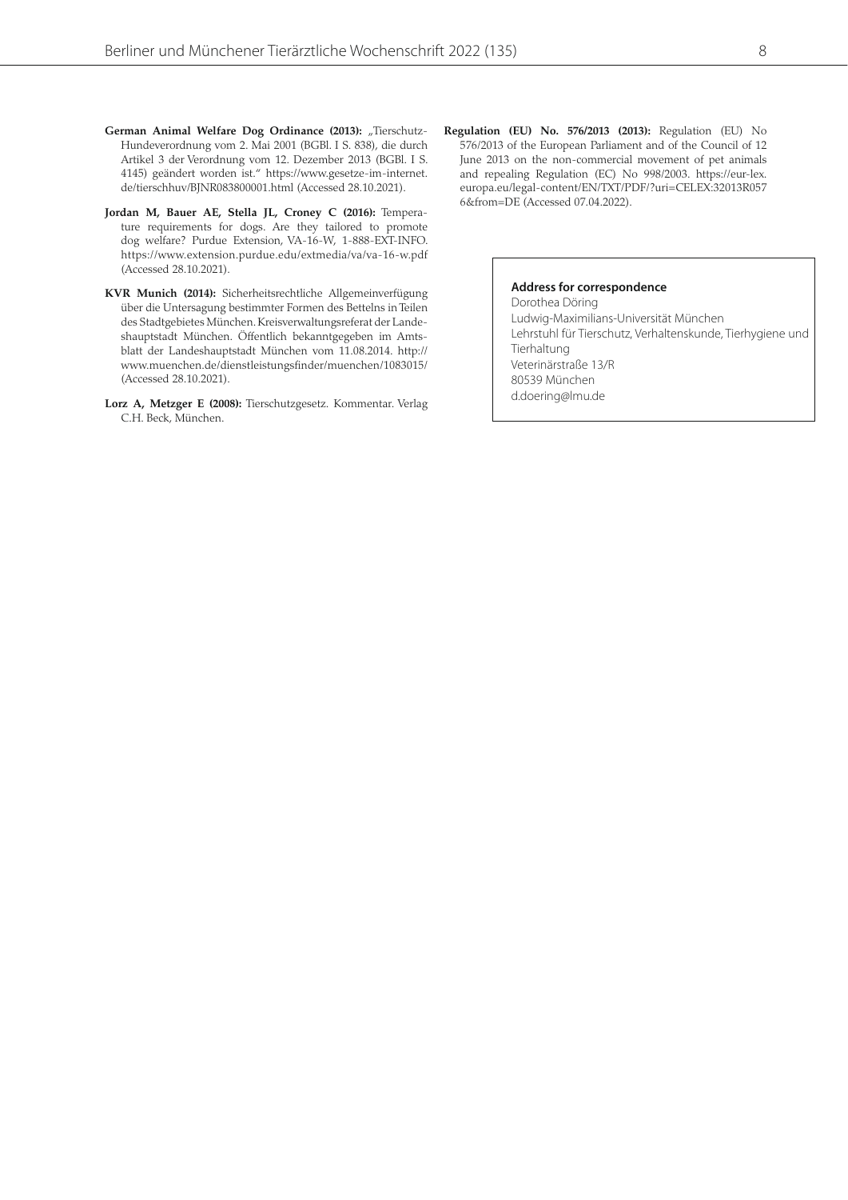**German Animal Welfare Dog Ordinance (2013):** „Tierschutz-Hundeverordnung vom 2. Mai 2001 (BGBl. I S. 838), die durch Artikel 3 der Verordnung vom 12. Dezember 2013 (BGBl. I S. 4145) geändert worden ist." https://www.gesetze-im-internet.de/tierschhuv/BJNR083800001.html (Accessed 28.10.2021).

**Jordan M, Bauer AE, Stella JL, Croney C (2016):** Temperature requirements for dogs. Are they tailored to promote dog welfare? Purdue Extension, VA-16-W, 1-888-EXT-INFO. https://www.extension.purdue.edu/extmedia/va/va-16-w.pdf (Accessed 28.10.2021).

**KVR Munich (2014):** Sicherheitsrechtliche Allgemeinverfügung über die Untersagung bestimmter Formen des Bettelns in Teilen des Stadtgebietes München. Kreisverwaltungsreferat der Landeshauptstadt München. Öffentlich bekanntgegeben im Amtsblatt der Landeshauptstadt München vom 11.08.2014. http://www.muenchen.de/dienstleistungsfinder/muenchen/1083015/ (Accessed 28.10.2021).

**Lorz A, Metzger E (2008):** Tierschutzgesetz. Kommentar. Verlag C.H. Beck, München.

**Regulation (EU) No. 576/2013 (2013):** Regulation (EU) No 576/2013 of the European Parliament and of the Council of 12 June 2013 on the non-commercial movement of pet animals and repealing Regulation (EC) No 998/2003. https://eur-lex.europa.eu/legal-content/EN/TXT/PDF/?uri=CELEX:32013R0576&from=DE (Accessed 07.04.2022).

**Address for correspondence**
Dorothea Döring
Ludwig-Maximilians-Universität München
Lehrstuhl für Tierschutz, Verhaltenskunde, Tierhygiene und Tierhaltung
Veterinärstraße 13/R
80539 München
d.doering@lmu.de